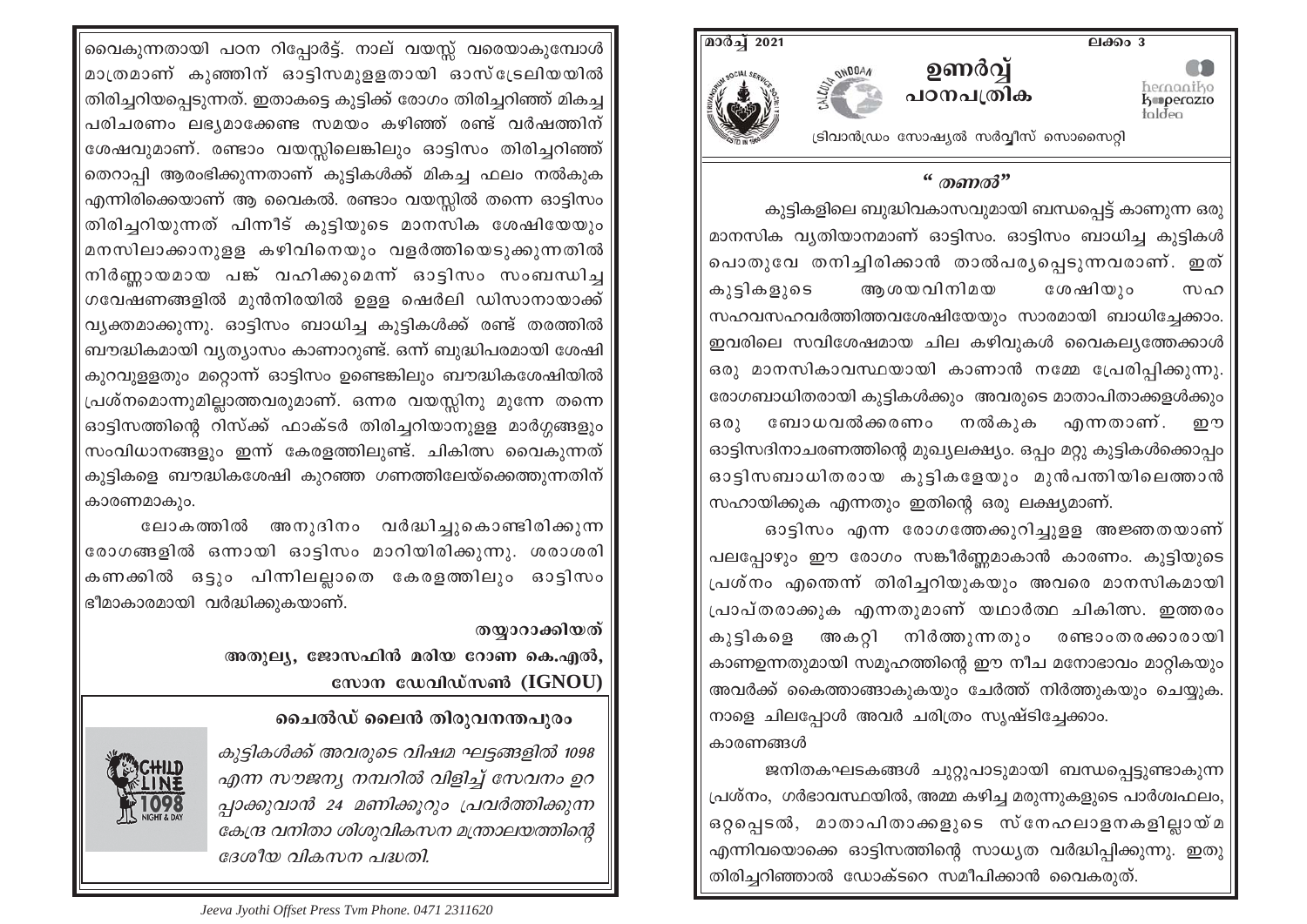മാർച്ച് 2021 — ലക്കം 3

# ഉണർവ്വ്
## പഠനപത്രിക

ട്രിവാൻഡ്രം സോഷ്യൽ സർവ്വീസ് സൊസൈറ്റി

### *" തണൽ"*

കുട്ടികളിലെ ബുദ്ധിവികാസവുമായി ബന്ധപ്പെട്ട് കാണുന്ന ഒരു മാനസിക വ്യതിയാനമാണ് ഓട്ടിസം. ഓട്ടിസം ബാധിച്ച കുട്ടികൾ പൊതുവേ തനിച്ചിരിക്കാൻ താൽപര്യപ്പെടുന്നവരാണ്. ഇത് കുട്ടികളുടെ ആശയവിനിമയ ശേഷിയും സഹ സഹവസഹവർത്തിത്തവശേഷിയേയും സാരമായി ബാധിച്ചേക്കാം. ഇവരിലെ സവിശേഷമായ ചില കഴിവുകൾ വൈകല്യത്തേക്കാൾ ഒരു മാനസികാവസ്ഥയായി കാണാൻ നമ്മേ പ്രേരിപ്പിക്കുന്നു. രോഗബാധിതരായി കുട്ടികൾക്കും അവരുടെ മാതാപിതാക്കളുകൾക്കും ഒരു ബോധവൽക്കരണം നൽകുക എന്നതാണ്. ഈ ഓട്ടിസദിനാചരണത്തിന്റെ മുഖ്യലക്ഷ്യം. ഒപ്പം മറ്റു കുട്ടികൾക്കൊപ്പം ഓട്ടിസബാധിതരായ കുട്ടികളേയും മുൻപന്തിയിലെത്താൻ സഹായിക്കുക എന്നതും ഇതിന്റെ ഒരു ലക്ഷ്യമാണ്.

ഓട്ടിസം എന്ന രോഗത്തേക്കുറിച്ചുള്ള അജ്ഞതയാണ് പലപ്പോഴും ഈ രോഗം സങ്കീർണ്ണമാകാൻ കാരണം. കുട്ടിയുടെ പ്രശ്നം എന്തെന്ന് തിരിച്ചറിയുകയും അവരെ മാനസികമായി പ്രാപ്തരാക്കുക എന്നതുമാണ് യഥാർത്ഥ ചികിത്സ. ഇത്തരം കുട്ടികളെ അകറ്റി നിർത്തുന്നതും രണ്ടാംതരക്കാരായി കാണുന്നതുമായി സമൂഹത്തിന്റെ ഈ നീച മനോഭാവം മാറ്റികയും അവർക്ക് കൈത്താങ്ങാകുകയും ചേർത്ത് നിർത്തുകയും ചെയ്യുക. നാളെ ചിലപ്പോൾ അവർ ചരിത്രം സൃഷ്ടിച്ചേക്കാം.

കാരണങ്ങൾ

ജനിതകഘടകങ്ങൾ ചുറ്റുപാടുമായി ബന്ധപ്പെട്ടുണ്ടാകുന്ന പ്രശ്നം, ഗർഭാവസ്ഥയിൽ, അമ്മ കഴിച്ച മരുന്നുകളുടെ പാർശ്വഫലം, ഒറ്റപ്പെടൽ, മാതാപിതാക്കളുടെ സ്നേഹലാളനകളില്ലായ്മ എന്നിവയൊക്കെ ഓട്ടിസത്തിന്റെ സാധ്യത വർദ്ധിപ്പിക്കുന്നു. ഇതു തിരിച്ചറിഞ്ഞാൽ ഡോക്ടറെ സമീപിക്കാൻ വൈകരുത്.

---

വൈകുന്നതായി പഠന റിപ്പോർട്ട്. നാല് വയസ്സ് വരെയാകുമ്പോൾ മാത്രമാണ് കുഞ്ഞിന് ഓട്ടിസമുളളതായി ഓസ്ട്രേലിയയിൽ തിരിച്ചറിയപ്പെടുന്നത്. ഇതാകട്ടെ കുട്ടിക്ക് രോഗം തിരിച്ചറിഞ്ഞ് മികച്ച പരിചരണം ലഭ്യമാക്കേണ്ട സമയം കഴിഞ്ഞ് രണ്ട് വർഷത്തിന് ശേഷവുമാണ്. രണ്ടാം വയസ്സിലെങ്കിലും ഓട്ടിസം തിരിച്ചറിഞ്ഞ് തെറാപ്പി ആരംഭിക്കുന്നതാണ് കുട്ടികൾക്ക് മികച്ച ഫലം നൽകുക എന്നിരിക്കെയാണ് ആ വൈകൽ. രണ്ടാം വയസ്സിൽ തന്നെ ഓട്ടിസം തിരിച്ചറിയുന്നത് പിന്നീട് കുട്ടിയുടെ മാനസിക ശേഷിയേയും മനസിലാക്കാനുളള കഴിവിനെയും വളർത്തിയെടുക്കുന്നതിൽ നിർണ്ണായമായ പങ്ക് വഹിക്കുമെന്ന് ഓട്ടിസം സംബന്ധിച്ച ഗവേഷണങ്ങളിൽ മുൻനിരയിൽ ഉളള ഷെർലി ഡിസാനായാക്ക് വ്യക്തമാക്കുന്നു. ഓട്ടിസം ബാധിച്ച കുട്ടികൾക്ക് രണ്ട് തരത്തിൽ ബൗദ്ധികമായി വ്യത്യാസം കാണാറുണ്ട്. ഒന്ന് ബുദ്ധിപരമായി ശേഷി കുറവുളളതും മറ്റൊന്ന് ഓട്ടിസം ഉണ്ടെങ്കിലും ബൗദ്ധികശേഷിയിൽ പ്രശ്നമൊന്നുമില്ലാത്തവരുമാണ്. ഒന്നര വയസ്സിനു മുന്നേ തന്നെ ഓട്ടിസത്തിന്റെ റിസ്ക് ഫാക്ടർ തിരിച്ചറിയാനുളള മാർഗ്ഗങ്ങളും സംവിധാനങ്ങളും ഇന്ന് കേരളത്തിലുണ്ട്. ചികിത്സ വൈകുന്നത് കുട്ടികളെ ബൗദ്ധികശേഷി കുറഞ്ഞ ഗണത്തിലേയ്ക്കെത്തുന്നതിന് കാരണമാകും.

ലോകത്തിൽ അനുദിനം വർദ്ധിച്ചുകൊണ്ടിരിക്കുന്ന രോഗങ്ങളിൽ ഒന്നായി ഓട്ടിസം മാറിയിരിക്കുന്നു. ശരാശരി കണക്കിൽ ഒട്ടും പിന്നിലല്ലാതെ കേരളത്തിലും ഓട്ടിസം ഭീമാകാരമായി വർദ്ധിക്കുകയാണ്.

**തയ്യാറാക്കിയത്**
**അതുല്യ, ജോസഫിൻ മരിയ റോണ കെ.എൽ,**
**സോന ഡേവിഡ്സൺ (IGNOU)**

### ചൈൽഡ് ലൈൻ തിരുവനന്തപുരം

*കുട്ടികൾക്ക് അവരുടെ വിഷമ ഘട്ടങ്ങളിൽ 1098 എന്ന സൗജന്യ നമ്പറിൽ വിളിച്ച് സേവനം ഉറപ്പാക്കുവാൻ 24 മണിക്കൂറും പ്രവർത്തിക്കുന്ന കേന്ദ്ര വനിതാ ശിശുവികസന മന്ത്രാലയത്തിന്റെ ദേശീയ വികസന പദ്ധതി.*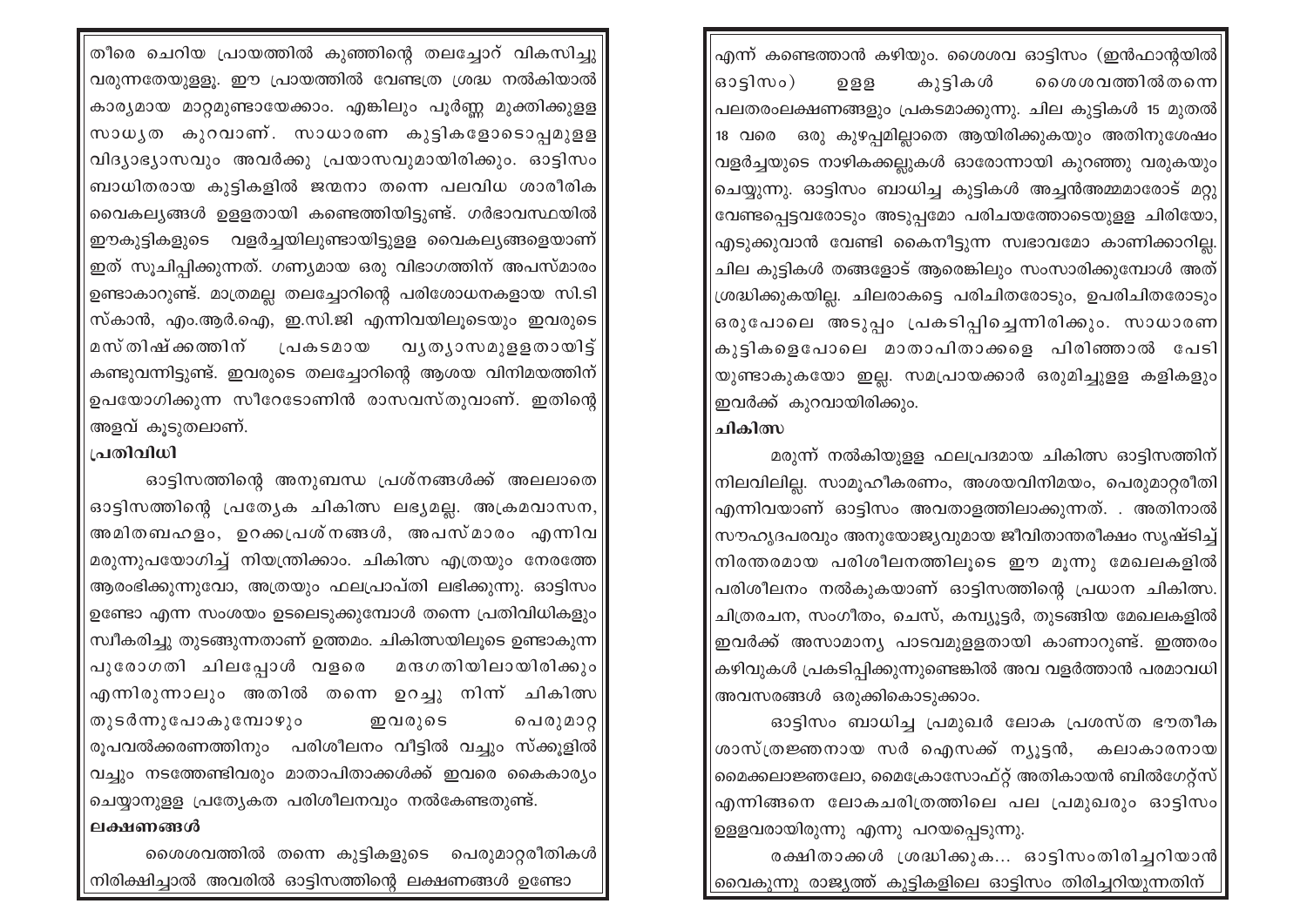തീരെ ചെറിയ പ്രായത്തിൽ കുഞ്ഞിന്റെ തലച്ചോറ് വികസിച്ചു വരുന്നതേയുള്ളൂ. ഈ പ്രായത്തിൽ വേണ്ടത്ര ശ്രദ്ധ നൽകിയാൽ കാര്യമായ മാറ്റമുണ്ടായേക്കാം. എങ്കിലും പൂർണ്ണ മുക്തിക്കുള്ള സാധ്യത കുറവാണ്. സാധാരണ കുട്ടികളോടൊപ്പമുള്ള വിദ്യാഭ്യാസവും അവർക്കു പ്രയാസവുമായിരിക്കും. ഓട്ടിസം ബാധിതരായ കുട്ടികളിൽ ജന്മനാ തന്നെ പലവിധ ശാരീരിക വൈകല്യങ്ങൾ ഉള്ളതായി കണ്ടെത്തിയിട്ടുണ്ട്. ഗർഭാവസ്ഥയിൽ ഈകുട്ടികളുടെ വളർച്ചയിലുണ്ടായിട്ടുള്ള വൈകല്യങ്ങളെയാണ് ഇത് സൂചിപ്പിക്കുന്നത്. ഗണ്യമായ ഒരു വിഭാഗത്തിന് അപസ്മാരം ഉണ്ടാകാറുണ്ട്. മാത്രമല്ല തലച്ചോറിന്റെ പരിശോധനകളായ സി.ടി സ്കാൻ, എം.ആർ.ഐ, ഇ.സി.ജി എന്നിവയിലൂടെയും ഇവരുടെ മസ്തിഷ്ക്കത്തിന് പ്രകടമായ വ്യത്യാസമുള്ളതായിട്ട് കണ്ടുവന്നിട്ടുണ്ട്. ഇവരുടെ തലച്ചോറിന്റെ ആശയ വിനിമയത്തിന് ഉപയോഗിക്കുന്ന സീറോടോണിൻ രാസവസ്തുവാണ്. ഇതിന്റെ അളവ് കൂടുതലാണ്.

**പ്രതിവിധി**

ഓട്ടിസത്തിന്റെ അനുബന്ധ പ്രശ്നങ്ങൾക്ക് അലലാതെ ഓട്ടിസത്തിന്റെ പ്രത്യേക ചികിത്സ ലഭ്യമല്ല. അക്രമവാസന, അമിതബഹളം, ഉറക്കപ്രശ്നങ്ങൾ, അപസ്മാരം എന്നിവ മരുന്നുപയോഗിച്ച് നിയന്ത്രിക്കാം. ചികിത്സ എത്രയും നേരത്തേ ആരംഭിക്കുന്നുവോ, അത്രയും ഫലപ്രാപ്തി ലഭിക്കുന്നു. ഓട്ടിസം ഉണ്ടോ എന്ന സംശയം ഉടലെടുക്കുമ്പോൾ തന്നെ പ്രതിവിധികളും സ്വീകരിച്ചു തുടങ്ങുന്നതാണ് ഉത്തമം. ചികിത്സയിലൂടെ ഉണ്ടാകുന്ന പുരോഗതി ചിലപ്പോൾ വളരെ മന്ദഗതിയിലായിരിക്കും എന്നിരുന്നാലും അതിൽ തന്നെ ഉറച്ചു നിന്ന് ചികിത്സ തുടർന്നുപോകുമ്പോഴും ഇവരുടെ പെരുമാറ്റ രൂപവൽക്കരണത്തിനും പരിശീലനം വീട്ടിൽ വച്ചും സ്കൂളിൽ വച്ചും നടത്തേണ്ടിവരും മാതാപിതാക്കൾക്ക് ഇവരെ കൈകാര്യം ചെയ്യാനുള്ള പ്രത്യേകത പരിശീലനവും നൽകേണ്ടതുണ്ട്.

**ലക്ഷണങ്ങൾ**

ശൈശവത്തിൽ തന്നെ കുട്ടികളുടെ പെരുമാറ്റരീതികൾ നിരീക്ഷിച്ചാൽ അവരിൽ ഓട്ടിസത്തിന്റെ ലക്ഷണങ്ങൾ ഉണ്ടോ എന്ന് കണ്ടെത്താൻ കഴിയും. ശൈശവ ഓട്ടിസം (ഇൻഫാന്റയിൽ ഓട്ടിസം) ഉള്ള കുട്ടികൾ ശൈശവത്തിൽതന്നെ പലതരംലക്ഷണങ്ങളും പ്രകടമാക്കുന്നു. ചില കുട്ടികൾ 15 മുതൽ 18 വരെ ഒരു കുഴപ്പമില്ലാതെ ആയിരിക്കുകയും അതിനുശേഷം വളർച്ചയുടെ നാഴികക്കല്ലുകൾ ഓരോന്നായി കുറഞ്ഞു വരുകയും ചെയ്യുന്നു. ഓട്ടിസം ബാധിച്ച കുട്ടികൾ അച്ചൻഅമ്മമാരോട് മറ്റു വേണ്ടപ്പെട്ടവരോടും അടുപ്പമോ പരിചയത്തോടെയുള്ള ചിരിയോ, എടുക്കുവാൻ വേണ്ടി കൈനീട്ടുന്ന സ്വഭാവമോ കാണിക്കാറില്ല. ചില കുട്ടികൾ തങ്ങളോട് ആരെങ്കിലും സംസാരിക്കുമ്പോൾ അത് ശ്രദ്ധിക്കുകയില്ല. ചിലരാകട്ടെ പരിചിതരോടും, ഉപരിചിതരോടും ഒരുപോലെ അടുപ്പം പ്രകടിപ്പിച്ചെന്നിരിക്കും. സാധാരണ കുട്ടികളെപോലെ മാതാപിതാക്കളെ പിരിഞ്ഞാൽ പേടിയുണ്ടാകുകയോ ഇല്ല. സമപ്രായക്കാർ ഒരുമിച്ചുള്ള കളികളും ഇവർക്ക് കുറവായിരിക്കും.

**ചികിത്സ**

മരുന്ന് നൽകിയുള്ള ഫലപ്രദമായ ചികിത്സ ഓട്ടിസത്തിന് നിലവിലില്ല. സാമൂഹീകരണം, അശയവിനിമയം, പെരുമാറ്റരീതി എന്നിവയാണ് ഓട്ടിസം അവതാളത്തിലാക്കുന്നത്. . അതിനാൽ സൗഹൃദപരവും അനുയോജ്യവുമായ ജീവിതാന്തരീക്ഷം സൃഷ്ടിച്ച് നിരന്തരമായ പരിശീലനത്തിലൂടെ ഈ മൂന്നു മേഖലകളിൽ പരിശീലനം നൽകുകയാണ് ഓട്ടിസത്തിന്റെ പ്രധാന ചികിത്സ. ചിത്രരചന, സംഗീതം, ചെസ്, കമ്പ്യൂട്ടർ, തുടങ്ങിയ മേഖലകളിൽ ഇവർക്ക് അസാമാന്യ പാടവമുള്ളതായി കാണാറുണ്ട്. ഇത്തരം കഴിവുകൾ പ്രകടിപ്പിക്കുന്നുണ്ടെങ്കിൽ അവ വളർത്താൻ പരമാവധി അവസരങ്ങൾ ഒരുക്കികൊടുക്കാം.

ഓട്ടിസം ബാധിച്ച പ്രമുഖർ ലോക പ്രശസ്ത ഭൗതീക ശാസ്ത്രജ്ഞനായ സർ ഐസക്ക് ന്യൂട്ടൻ, കലാകാരനായ മൈക്കലാഞ്ജലോ, മൈക്രോസോഫ്റ്റ് അതികായൻ ബിൽഗേറ്റ്സ് എന്നിങ്ങനെ ലോകചരിത്രത്തിലെ പല പ്രമുഖരും ഓട്ടിസം ഉള്ളവരായിരുന്നു എന്നു പറയപ്പെടുന്നു.

രക്ഷിതാക്കൾ ശ്രദ്ധിക്കുക... ഓട്ടിസംതിരിച്ചറിയാൻ വൈകുന്നു രാജ്യത്ത് കുട്ടികളിലെ ഓട്ടിസം തിരിച്ചറിയുന്നതിന്